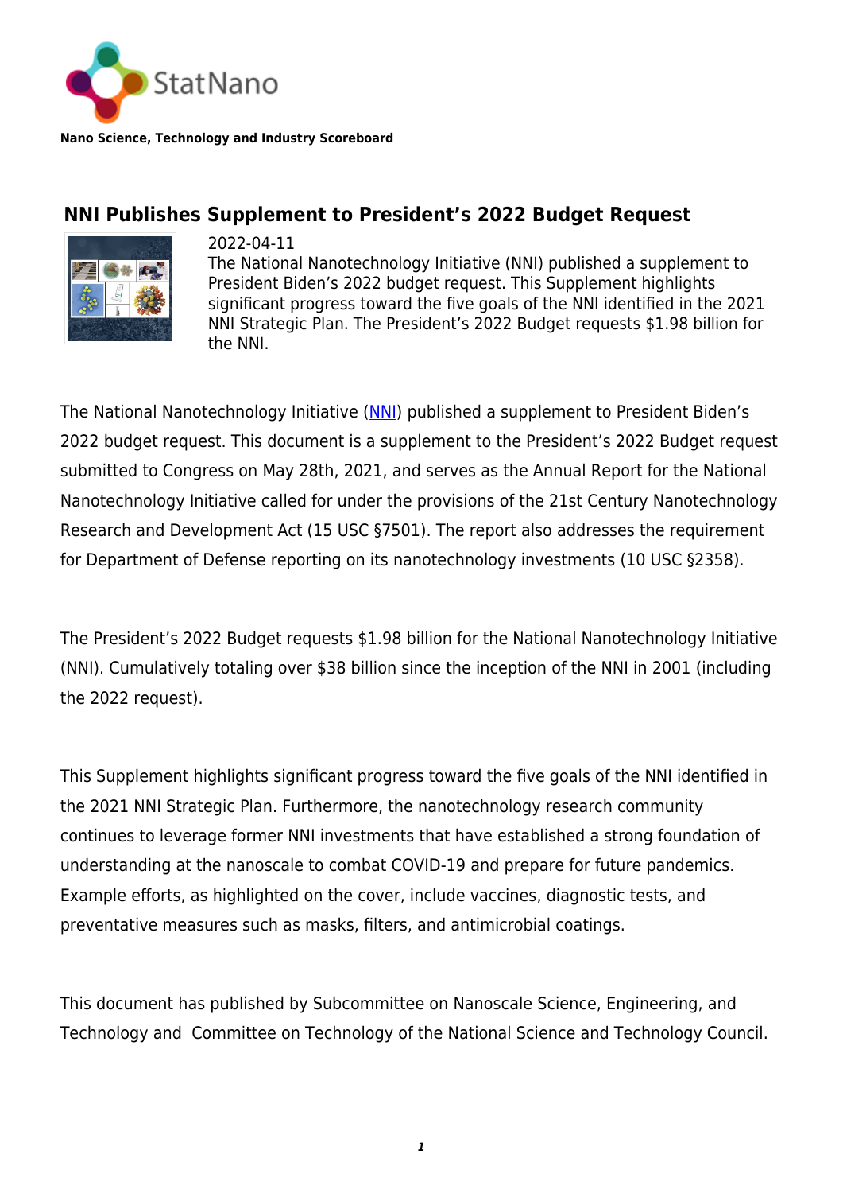StatNano

**Nano Science, Technology and Industry Scoreboard**

## NNI Publishes Supplement to President's 2022 Budget Request

2022-04-11

The National Nanotechnology Initiative (NNI) published a supplement to President Biden's 2022 budget request. This Supplement highlights significant progress toward the five goals of the NNI identified in the 2021 NNI Strategic Plan. The President's 2022 Budget requests $1.98 billion for the NNI.

The National Nanotechnology Initiative (NNI) published a supplement to President Biden's 2022 budget request. This document is a supplement to the President's 2022 Budget request submitted to Congress on May 28th, 2021, and serves as the Annual Report for the National Nanotechnology Initiative called for under the provisions of the 21st Century Nanotechnology Research and Development Act (15 USC §7501). The report also addresses the requirement for Department of Defense reporting on its nanotechnology investments (10 USC §2358).

The President's 2022 Budget requests $1.98 billion for the National Nanotechnology Initiative (NNI). Cumulatively totaling over $38 billion since the inception of the NNI in 2001 (including the 2022 request).

This Supplement highlights significant progress toward the five goals of the NNI identified in the 2021 NNI Strategic Plan. Furthermore, the nanotechnology research community continues to leverage former NNI investments that have established a strong foundation of understanding at the nanoscale to combat COVID-19 and prepare for future pandemics. Example efforts, as highlighted on the cover, include vaccines, diagnostic tests, and preventative measures such as masks, filters, and antimicrobial coatings.

This document has published by Subcommittee on Nanoscale Science, Engineering, and Technology and Committee on Technology of the National Science and Technology Council.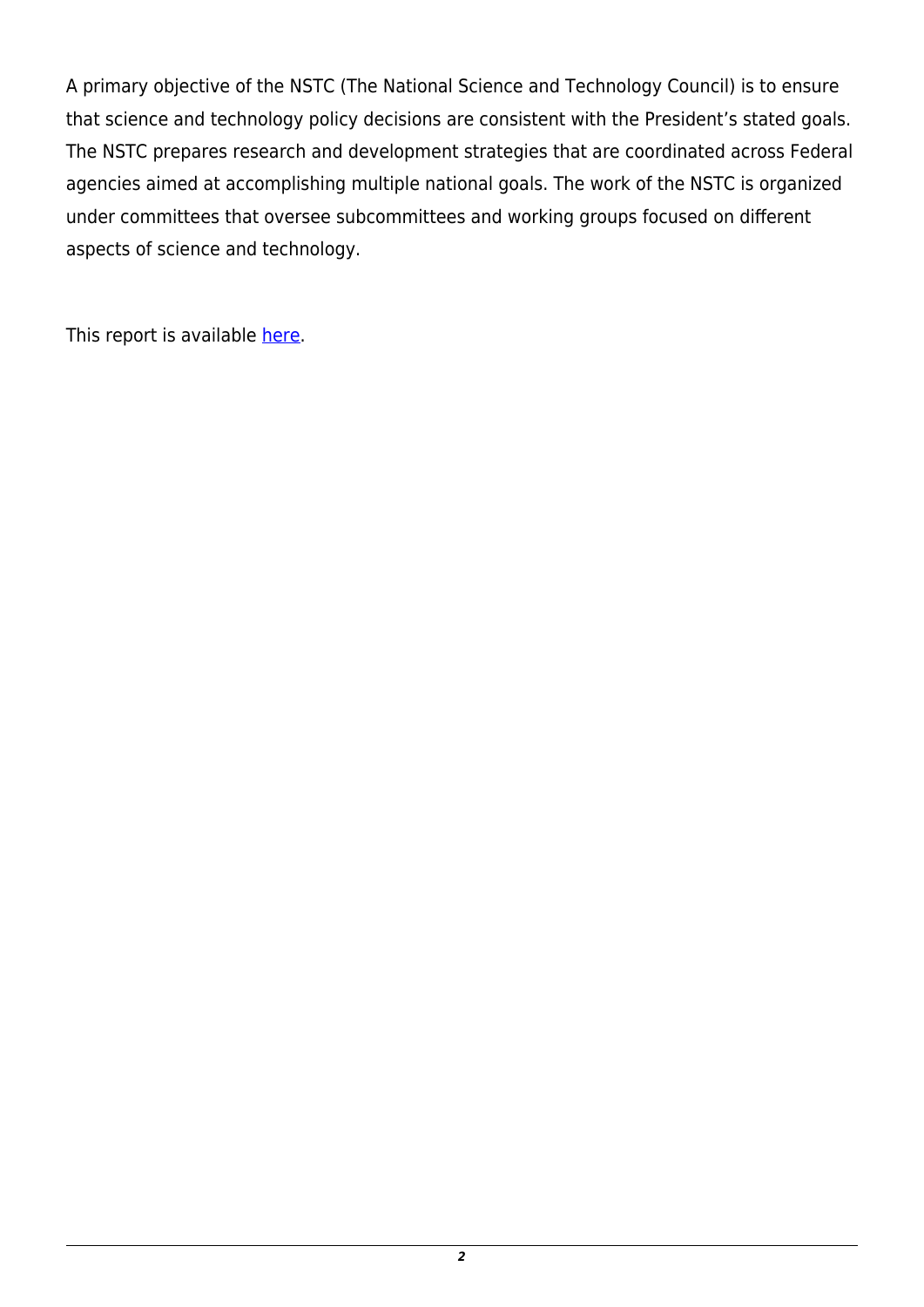A primary objective of the NSTC (The National Science and Technology Council) is to ensure that science and technology policy decisions are consistent with the President's stated goals. The NSTC prepares research and development strategies that are coordinated across Federal agencies aimed at accomplishing multiple national goals. The work of the NSTC is organized under committees that oversee subcommittees and working groups focused on different aspects of science and technology.

This report is available here.